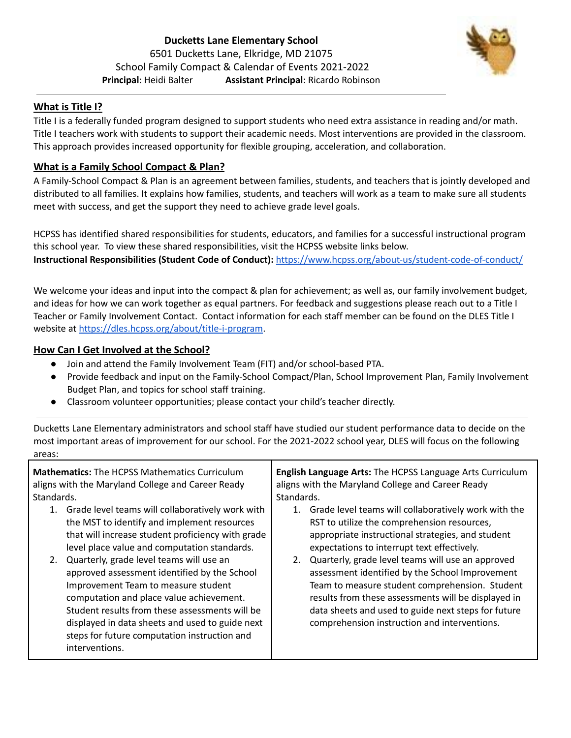# Ducketts Lane Elementary School

6501 Ducketts Lane, Elkridge, MD 21075

School Family Compact & Calendar of Events 2021-2022

**Principal**: Heidi Balter **Assistant Principal**: Ricardo Robinson

## What is Title I?

Title I is a federally funded program designed to support students who need extra assistance in reading and/or math. Title I teachers work with students to support their academic needs. Most interventions are provided in the classroom. This approach provides increased opportunity for flexible grouping, acceleration, and collaboration.

## What is a Family School Compact & Plan?

A Family-School Compact & Plan is an agreement between families, students, and teachers that is jointly developed and distributed to all families. It explains how families, students, and teachers will work as a team to make sure all students meet with success, and get the support they need to achieve grade level goals.

HCPSS has identified shared responsibilities for students, educators, and families for a successful instructional program this school year. To view these shared responsibilities, visit the HCPSS website links below.

**Instructional Responsibilities (Student Code of Conduct):** https://www.hcpss.org/about-us/student-code-of-conduct/

We welcome your ideas and input into the compact & plan for achievement; as well as, our family involvement budget, and ideas for how we can work together as equal partners. For feedback and suggestions please reach out to a Title I Teacher or Family Involvement Contact. Contact information for each staff member can be found on the DLES Title I website at https://dles.hcpss.org/about/title-i-program.

## How Can I Get Involved at the School?

- Join and attend the Family Involvement Team (FIT) and/or school-based PTA.
- Provide feedback and input on the Family-School Compact/Plan, School Improvement Plan, Family Involvement Budget Plan, and topics for school staff training.
- Classroom volunteer opportunities; please contact your child's teacher directly.

Ducketts Lane Elementary administrators and school staff have studied our student performance data to decide on the most important areas of improvement for our school. For the 2021-2022 school year, DLES will focus on the following areas:

| **Mathematics:** The HCPSS Mathematics Curriculum aligns with the Maryland College and Career Ready Standards. | **English Language Arts:** The HCPSS Language Arts Curriculum aligns with the Maryland College and Career Ready Standards. |
|---|---|
| 1. Grade level teams will collaboratively work with the MST to identify and implement resources that will increase student proficiency with grade level place value and computation standards.<br>2. Quarterly, grade level teams will use an approved assessment identified by the School Improvement Team to measure student computation and place value achievement. Student results from these assessments will be displayed in data sheets and used to guide next steps for future computation instruction and interventions. | 1. Grade level teams will collaboratively work with the RST to utilize the comprehension resources, appropriate instructional strategies, and student expectations to interrupt text effectively.<br>2. Quarterly, grade level teams will use an approved assessment identified by the School Improvement Team to measure student comprehension. Student results from these assessments will be displayed in data sheets and used to guide next steps for future comprehension instruction and interventions. |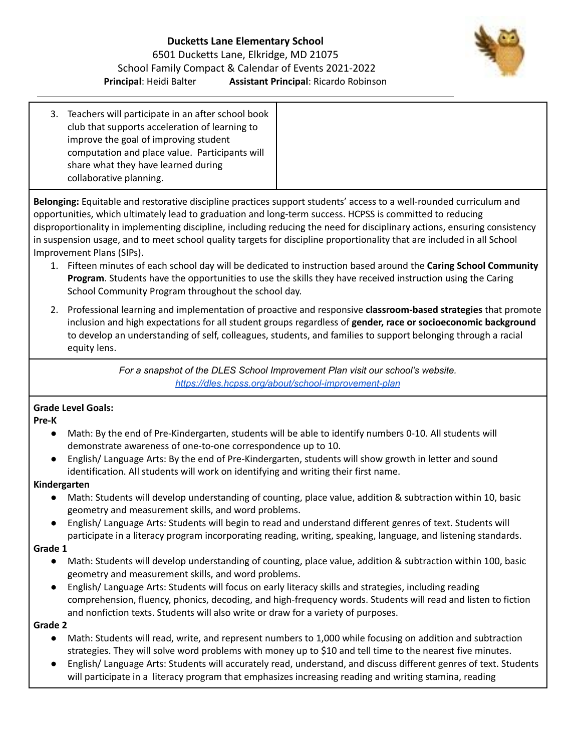**Ducketts Lane Elementary School**
6501 Ducketts Lane, Elkridge, MD 21075
School Family Compact & Calendar of Events 2021-2022
**Principal**: Heidi Balter **Assistant Principal**: Ricardo Robinson

3. Teachers will participate in an after school book club that supports acceleration of learning to improve the goal of improving student computation and place value. Participants will share what they have learned during collaborative planning.

**Belonging:** Equitable and restorative discipline practices support students' access to a well-rounded curriculum and opportunities, which ultimately lead to graduation and long-term success. HCPSS is committed to reducing disproportionality in implementing discipline, including reducing the need for disciplinary actions, ensuring consistency in suspension usage, and to meet school quality targets for discipline proportionality that are included in all School Improvement Plans (SIPs).

1. Fifteen minutes of each school day will be dedicated to instruction based around the **Caring School Community Program**. Students have the opportunities to use the skills they have received instruction using the Caring School Community Program throughout the school day.
2. Professional learning and implementation of proactive and responsive **classroom-based strategies** that promote inclusion and high expectations for all student groups regardless of **gender, race or socioeconomic background** to develop an understanding of self, colleagues, students, and families to support belonging through a racial equity lens.

*For a snapshot of the DLES School Improvement Plan visit our school's website.*
*https://dles.hcpss.org/about/school-improvement-plan*

**Grade Level Goals:**

**Pre-K**

- Math: By the end of Pre-Kindergarten, students will be able to identify numbers 0-10. All students will demonstrate awareness of one-to-one correspondence up to 10.
- English/ Language Arts: By the end of Pre-Kindergarten, students will show growth in letter and sound identification. All students will work on identifying and writing their first name.

**Kindergarten**

- Math: Students will develop understanding of counting, place value, addition & subtraction within 10, basic geometry and measurement skills, and word problems.
- English/ Language Arts: Students will begin to read and understand different genres of text. Students will participate in a literacy program incorporating reading, writing, speaking, language, and listening standards.

**Grade 1**

- Math: Students will develop understanding of counting, place value, addition & subtraction within 100, basic geometry and measurement skills, and word problems.
- English/ Language Arts: Students will focus on early literacy skills and strategies, including reading comprehension, fluency, phonics, decoding, and high-frequency words. Students will read and listen to fiction and nonfiction texts. Students will also write or draw for a variety of purposes.

**Grade 2**

- Math: Students will read, write, and represent numbers to 1,000 while focusing on addition and subtraction strategies. They will solve word problems with money up to $10 and tell time to the nearest five minutes.
- English/ Language Arts: Students will accurately read, understand, and discuss different genres of text. Students will participate in a literacy program that emphasizes increasing reading and writing stamina, reading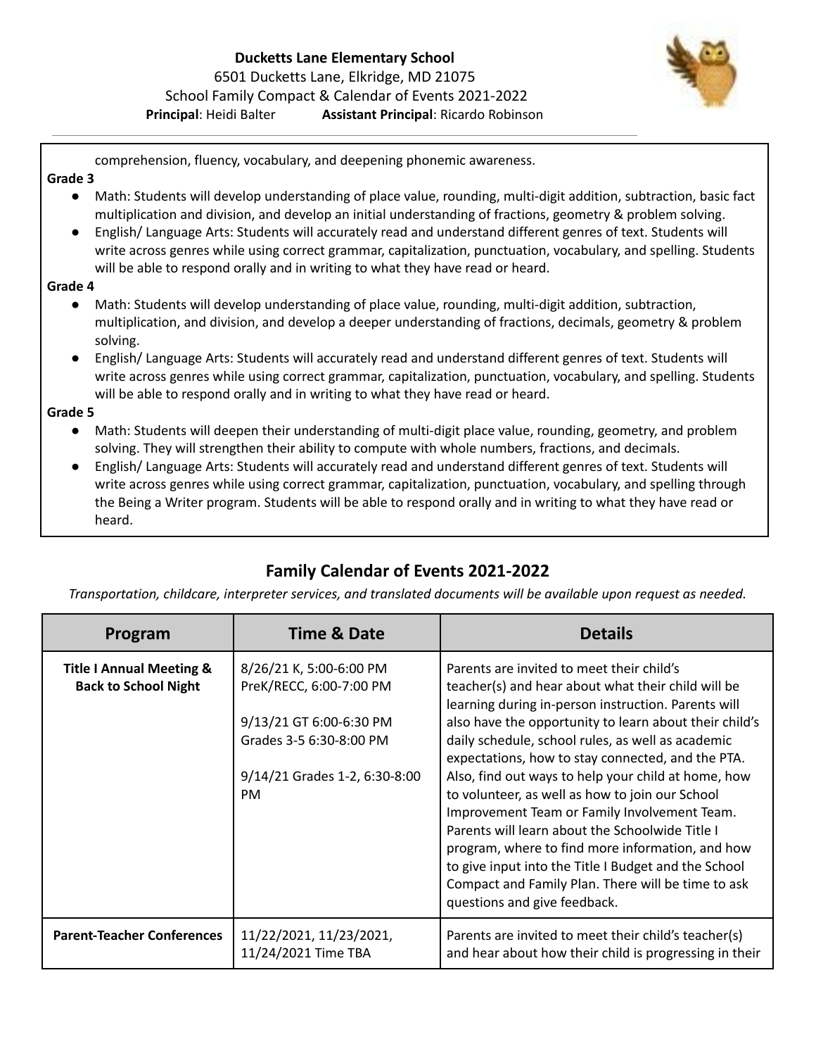**Ducketts Lane Elementary School**
6501 Ducketts Lane, Elkridge, MD 21075
School Family Compact & Calendar of Events 2021-2022
**Principal**: Heidi Balter **Assistant Principal**: Ricardo Robinson

comprehension, fluency, vocabulary, and deepening phonemic awareness.

**Grade 3**

- Math: Students will develop understanding of place value, rounding, multi-digit addition, subtraction, basic fact multiplication and division, and develop an initial understanding of fractions, geometry & problem solving.
- English/ Language Arts: Students will accurately read and understand different genres of text. Students will write across genres while using correct grammar, capitalization, punctuation, vocabulary, and spelling. Students will be able to respond orally and in writing to what they have read or heard.

**Grade 4**

- Math: Students will develop understanding of place value, rounding, multi-digit addition, subtraction, multiplication, and division, and develop a deeper understanding of fractions, decimals, geometry & problem solving.
- English/ Language Arts: Students will accurately read and understand different genres of text. Students will write across genres while using correct grammar, capitalization, punctuation, vocabulary, and spelling. Students will be able to respond orally and in writing to what they have read or heard.

**Grade 5**

- Math: Students will deepen their understanding of multi-digit place value, rounding, geometry, and problem solving. They will strengthen their ability to compute with whole numbers, fractions, and decimals.
- English/ Language Arts: Students will accurately read and understand different genres of text. Students will write across genres while using correct grammar, capitalization, punctuation, vocabulary, and spelling through the Being a Writer program. Students will be able to respond orally and in writing to what they have read or heard.

## Family Calendar of Events 2021-2022

*Transportation, childcare, interpreter services, and translated documents will be available upon request as needed.*

| Program | Time & Date | Details |
|---|---|---|
| **Title I Annual Meeting & Back to School Night** | 8/26/21 K, 5:00-6:00 PM<br>PreK/RECC, 6:00-7:00 PM<br><br>9/13/21 GT 6:00-6:30 PM<br>Grades 3-5 6:30-8:00 PM<br><br>9/14/21 Grades 1-2, 6:30-8:00 PM | Parents are invited to meet their child's teacher(s) and hear about what their child will be learning during in-person instruction. Parents will also have the opportunity to learn about their child's daily schedule, school rules, as well as academic expectations, how to stay connected, and the PTA. Also, find out ways to help your child at home, how to volunteer, as well as how to join our School Improvement Team or Family Involvement Team. Parents will learn about the Schoolwide Title I program, where to find more information, and how to give input into the Title I Budget and the School Compact and Family Plan. There will be time to ask questions and give feedback. |
| **Parent-Teacher Conferences** | 11/22/2021, 11/23/2021, 11/24/2021 Time TBA | Parents are invited to meet their child's teacher(s) and hear about how their child is progressing in their |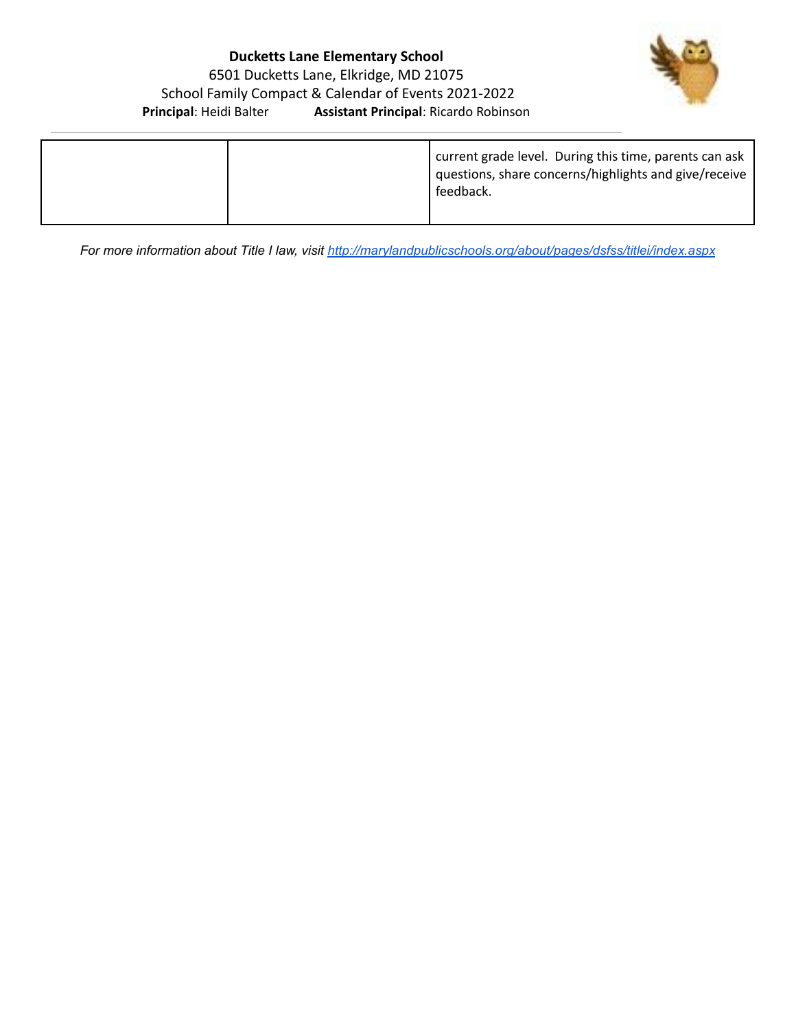| | | |
|---|---|---|
| | | current grade level. During this time, parents can ask questions, share concerns/highlights and give/receive feedback. |

*For more information about Title I law, visit http://marylandpublicschools.org/about/pages/dsfss/titlei/index.aspx*